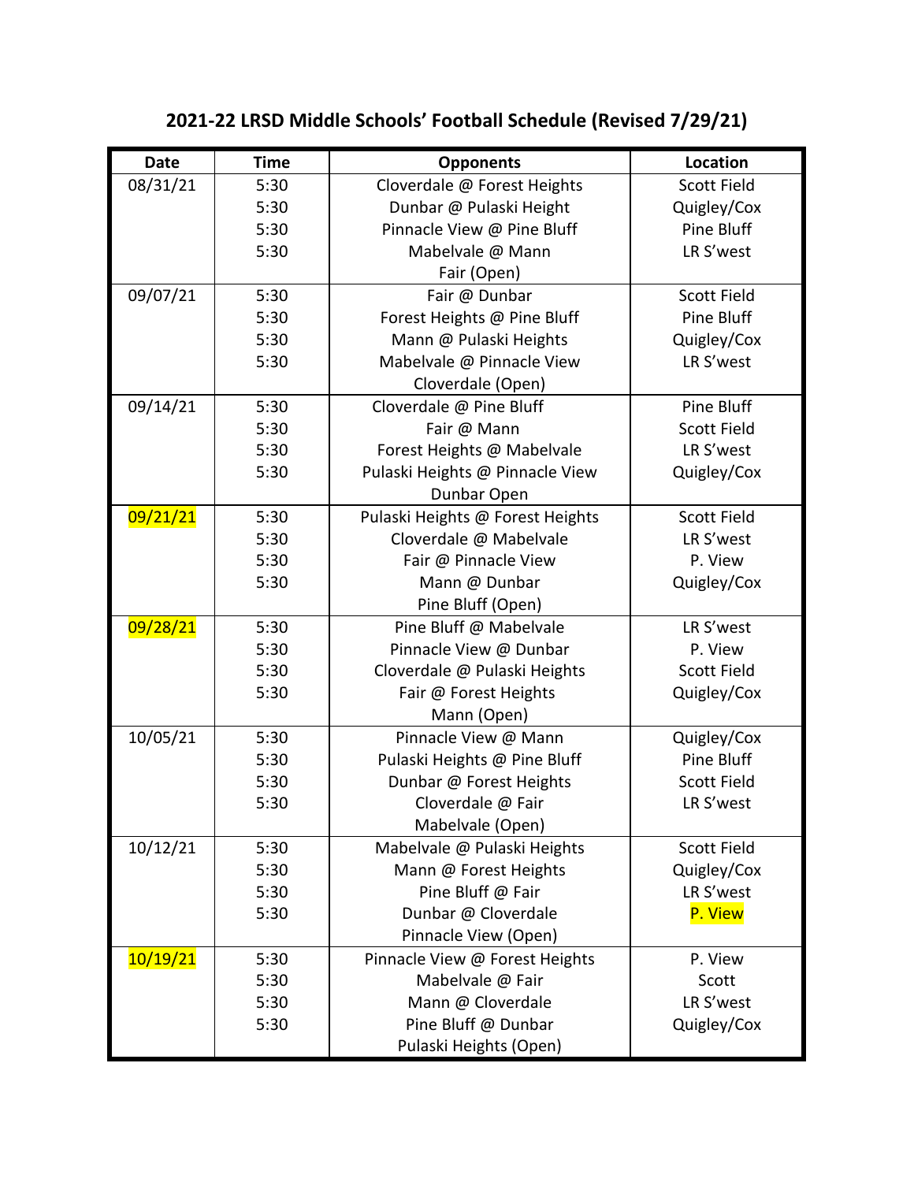# 2021-22 LRSD Middle Schools' Football Schedule (Revised 7/29/21)

| Date | Time | Opponents | Location |
|---|---|---|---|
| 08/31/21 | 5:30 | Cloverdale @ Forest Heights | Scott Field |
| | 5:30 | Dunbar @ Pulaski Height | Quigley/Cox |
| | 5:30 | Pinnacle View @ Pine Bluff | Pine Bluff |
| | 5:30 | Mabelvale @ Mann | LR S'west |
| | | Fair (Open) | |
| 09/07/21 | 5:30 | Fair @ Dunbar | Scott Field |
| | 5:30 | Forest Heights @ Pine Bluff | Pine Bluff |
| | 5:30 | Mann @ Pulaski Heights | Quigley/Cox |
| | 5:30 | Mabelvale @ Pinnacle View | LR S'west |
| | | Cloverdale (Open) | |
| 09/14/21 | 5:30 | Cloverdale @ Pine Bluff | Pine Bluff |
| | 5:30 | Fair @ Mann | Scott Field |
| | 5:30 | Forest Heights @ Mabelvale | LR S'west |
| | 5:30 | Pulaski Heights @ Pinnacle View | Quigley/Cox |
| | | Dunbar Open | |
| 09/21/21 | 5:30 | Pulaski Heights @ Forest Heights | Scott Field |
| | 5:30 | Cloverdale @ Mabelvale | LR S'west |
| | 5:30 | Fair @ Pinnacle View | P. View |
| | 5:30 | Mann @ Dunbar | Quigley/Cox |
| | | Pine Bluff (Open) | |
| 09/28/21 | 5:30 | Pine Bluff @ Mabelvale | LR S'west |
| | 5:30 | Pinnacle View @ Dunbar | P. View |
| | 5:30 | Cloverdale @ Pulaski Heights | Scott Field |
| | 5:30 | Fair @ Forest Heights | Quigley/Cox |
| | | Mann (Open) | |
| 10/05/21 | 5:30 | Pinnacle View @ Mann | Quigley/Cox |
| | 5:30 | Pulaski Heights @ Pine Bluff | Pine Bluff |
| | 5:30 | Dunbar @ Forest Heights | Scott Field |
| | 5:30 | Cloverdale @ Fair | LR S'west |
| | | Mabelvale (Open) | |
| 10/12/21 | 5:30 | Mabelvale @ Pulaski Heights | Scott Field |
| | 5:30 | Mann @ Forest Heights | Quigley/Cox |
| | 5:30 | Pine Bluff @ Fair | LR S'west |
| | 5:30 | Dunbar @ Cloverdale | P. View |
| | | Pinnacle View (Open) | |
| 10/19/21 | 5:30 | Pinnacle View @ Forest Heights | P. View |
| | 5:30 | Mabelvale @ Fair | Scott |
| | 5:30 | Mann @ Cloverdale | LR S'west |
| | 5:30 | Pine Bluff @ Dunbar | Quigley/Cox |
| | | Pulaski Heights (Open) | |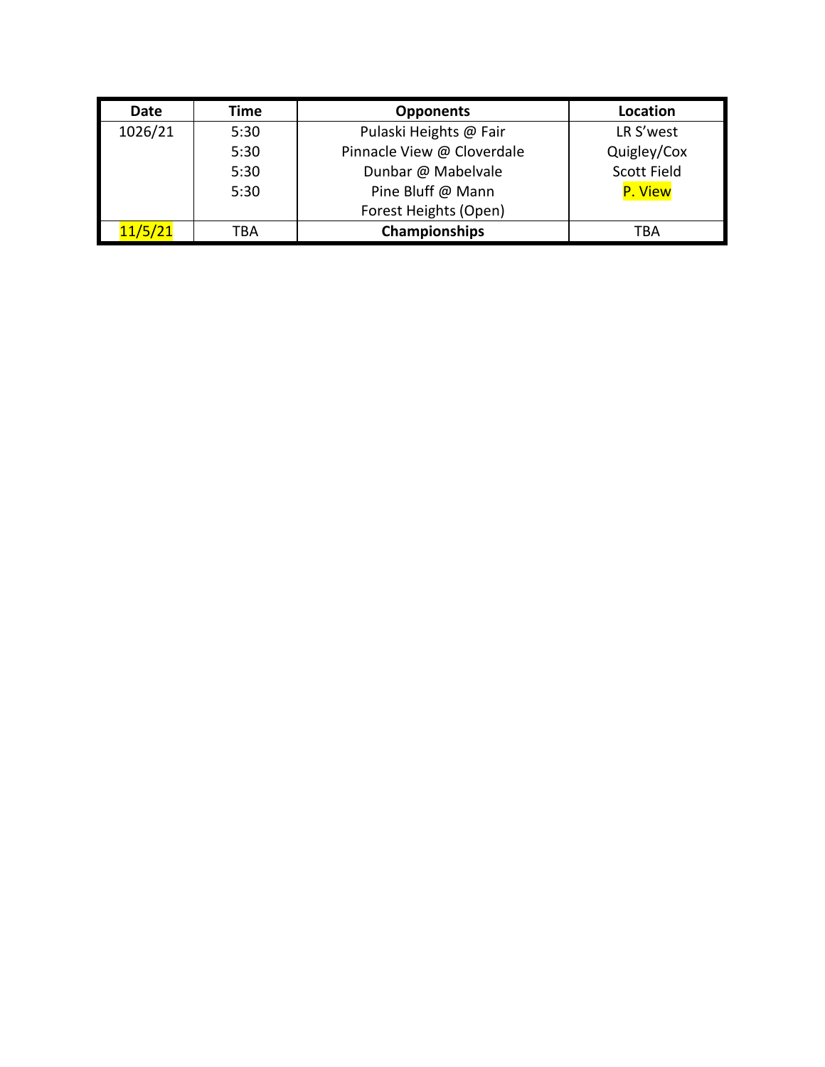| Date | Time | Opponents | Location |
|---|---|---|---|
| 1026/21 | 5:30 | Pulaski Heights @ Fair | LR S'west |
| | 5:30 | Pinnacle View @ Cloverdale | Quigley/Cox |
| | 5:30 | Dunbar @ Mabelvale | Scott Field |
| | 5:30 | Pine Bluff @ Mann | P. View |
| | | Forest Heights (Open) | |
| 11/5/21 | TBA | **Championships** | TBA |